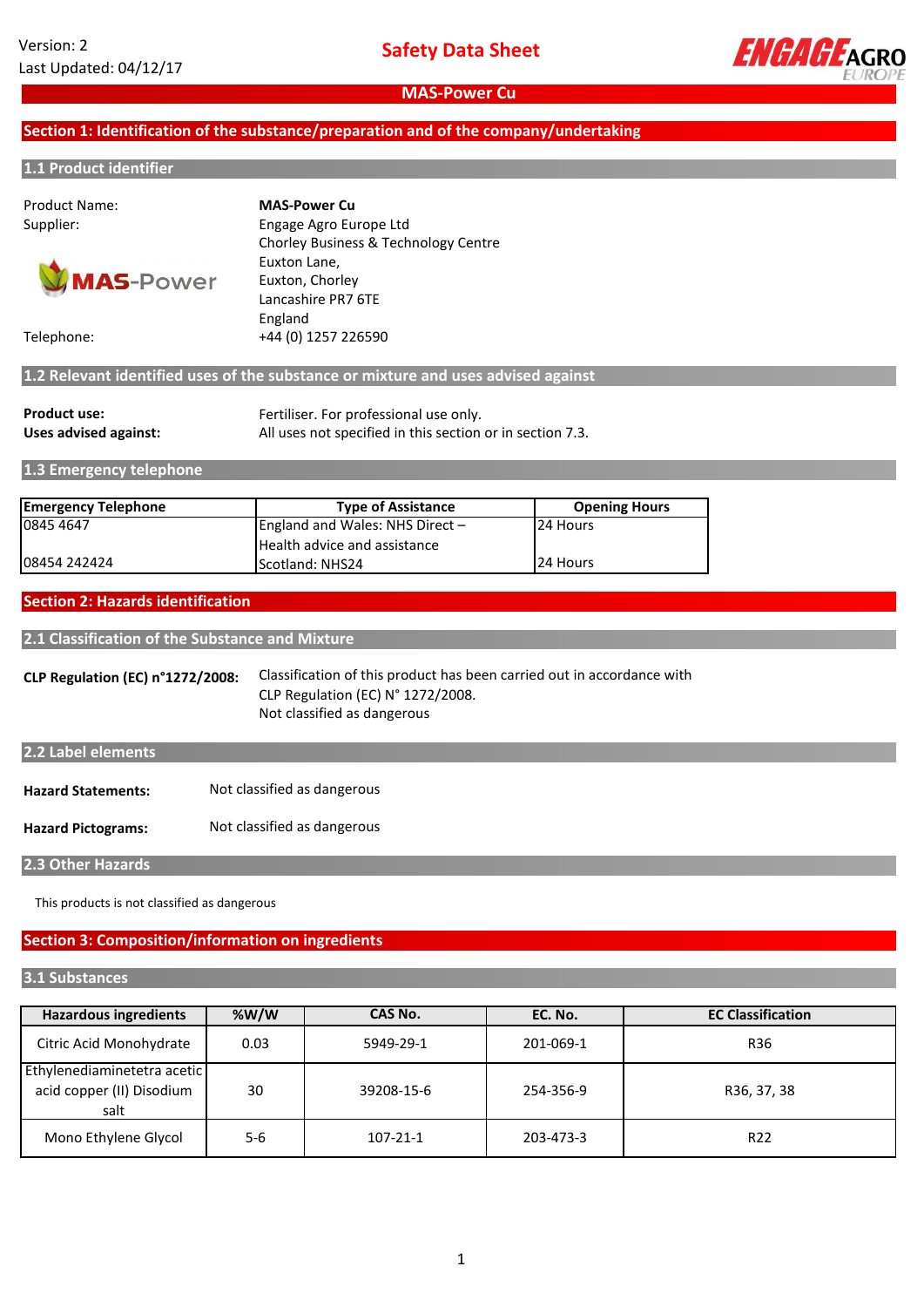Version: 2
Last Updated: 04/12/17

# Safety Data Sheet

## MAS-Power Cu

## Section 1: Identification of the substance/preparation and of the company/undertaking

### 1.1 Product identifier

Product Name: **MAS-Power Cu**

Supplier: Engage Agro Europe Ltd
Chorley Business & Technology Centre
Euxton Lane,
Euxton, Chorley
Lancashire PR7 6TE
England

Telephone: +44 (0) 1257 226590

### 1.2 Relevant identified uses of the substance or mixture and uses advised against

**Product use:** Fertiliser. For professional use only.
**Uses advised against:** All uses not specified in this section or in section 7.3.

### 1.3 Emergency telephone

| Emergency Telephone | Type of Assistance | Opening Hours |
|---|---|---|
| 0845 4647 | England and Wales: NHS Direct – Health advice and assistance | 24 Hours |
| 08454 242424 | Scotland: NHS24 | 24 Hours |

## Section 2: Hazards identification

### 2.1 Classification of the Substance and Mixture

**CLP Regulation (EC) n°1272/2008:** Classification of this product has been carried out in accordance with CLP Regulation (EC) N° 1272/2008.
Not classified as dangerous

### 2.2 Label elements

**Hazard Statements:** Not classified as dangerous

**Hazard Pictograms:** Not classified as dangerous

### 2.3 Other Hazards

This products is not classified as dangerous

## Section 3: Composition/information on ingredients

### 3.1 Substances

| Hazardous ingredients | %W/W | CAS No. | EC. No. | EC Classification |
|---|---|---|---|---|
| Citric Acid Monohydrate | 0.03 | 5949-29-1 | 201-069-1 | R36 |
| Ethylenediaminetetra acetic acid copper (II) Disodium salt | 30 | 39208-15-6 | 254-356-9 | R36, 37, 38 |
| Mono Ethylene Glycol | 5-6 | 107-21-1 | 203-473-3 | R22 |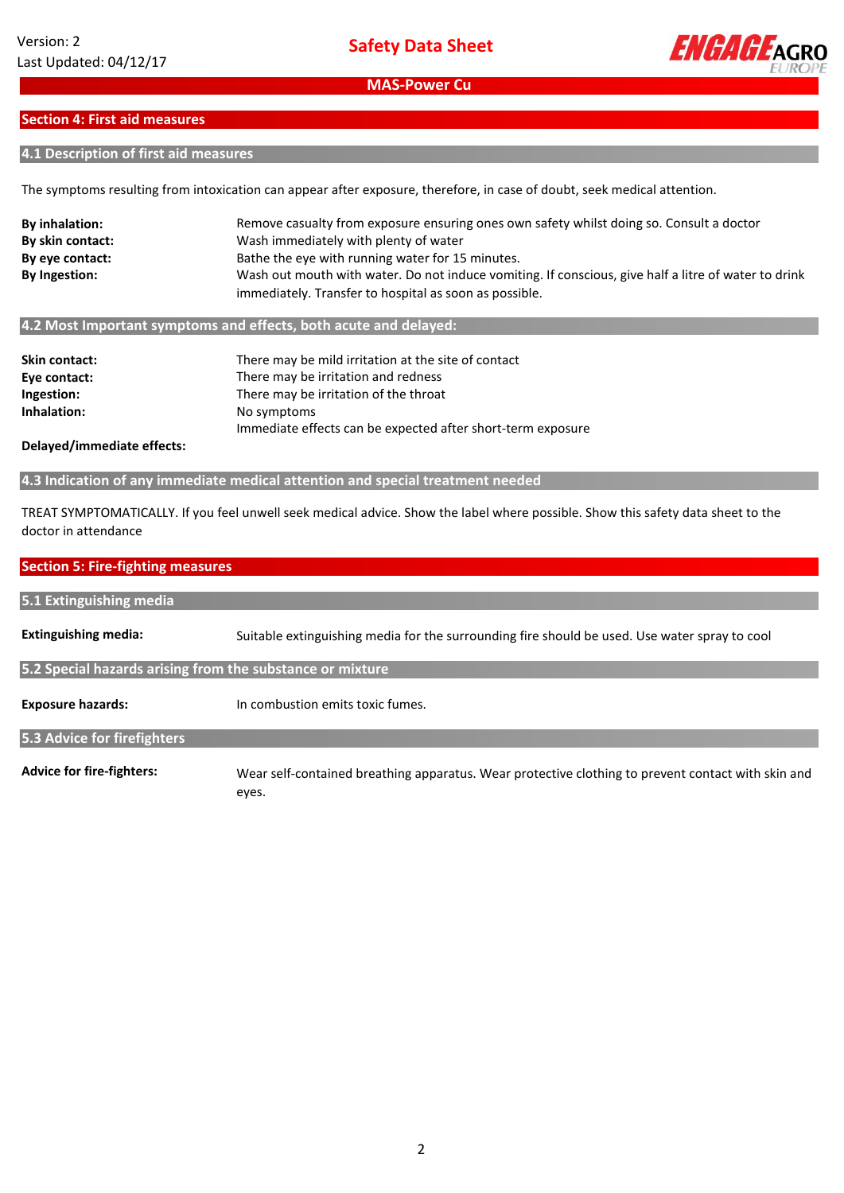## Section 4: First aid measures

### 4.1 Description of first aid measures

The symptoms resulting from intoxication can appear after exposure, therefore, in case of doubt, seek medical attention.

| | |
|---|---|
| **By inhalation:** | Remove casualty from exposure ensuring ones own safety whilst doing so. Consult a doctor |
| **By skin contact:** | Wash immediately with plenty of water |
| **By eye contact:** | Bathe the eye with running water for 15 minutes. |
| **By Ingestion:** | Wash out mouth with water. Do not induce vomiting. If conscious, give half a litre of water to drink immediately. Transfer to hospital as soon as possible. |

### 4.2 Most Important symptoms and effects, both acute and delayed:

| | |
|---|---|
| **Skin contact:** | There may be mild irritation at the site of contact |
| **Eye contact:** | There may be irritation and redness |
| **Ingestion:** | There may be irritation of the throat |
| **Inhalation:** | No symptoms |
| **Delayed/immediate effects:** | Immediate effects can be expected after short-term exposure |

### 4.3 Indication of any immediate medical attention and special treatment needed

TREAT SYMPTOMATICALLY. If you feel unwell seek medical advice. Show the label where possible. Show this safety data sheet to the doctor in attendance

## Section 5: Fire-fighting measures

### 5.1 Extinguishing media

| | |
|---|---|
| **Extinguishing media:** | Suitable extinguishing media for the surrounding fire should be used. Use water spray to cool |

### 5.2 Special hazards arising from the substance or mixture

| | |
|---|---|
| **Exposure hazards:** | In combustion emits toxic fumes. |

### 5.3 Advice for firefighters

| | |
|---|---|
| **Advice for fire-fighters:** | Wear self-contained breathing apparatus. Wear protective clothing to prevent contact with skin and eyes. |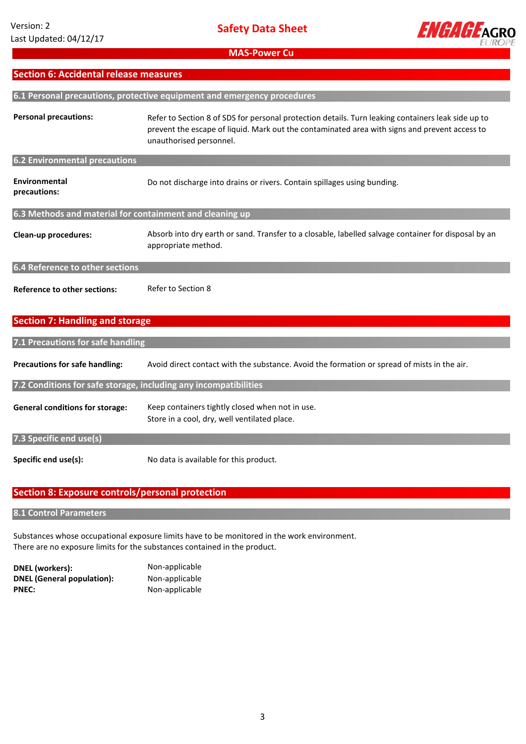## Section 6: Accidental release measures

### 6.1 Personal precautions, protective equipment and emergency procedures

**Personal precautions:** Refer to Section 8 of SDS for personal protection details. Turn leaking containers leak side up to prevent the escape of liquid. Mark out the contaminated area with signs and prevent access to unauthorised personnel.

### 6.2 Environmental precautions

**Environmental precautions:** Do not discharge into drains or rivers. Contain spillages using bunding.

### 6.3 Methods and material for containment and cleaning up

**Clean-up procedures:** Absorb into dry earth or sand. Transfer to a closable, labelled salvage container for disposal by an appropriate method.

### 6.4 Reference to other sections

**Reference to other sections:** Refer to Section 8

## Section 7: Handling and storage

### 7.1 Precautions for safe handling

**Precautions for safe handling:** Avoid direct contact with the substance. Avoid the formation or spread of mists in the air.

### 7.2 Conditions for safe storage, including any incompatibilities

**General conditions for storage:** Keep containers tightly closed when not in use.
Store in a cool, dry, well ventilated place.

### 7.3 Specific end use(s)

**Specific end use(s):** No data is available for this product.

## Section 8: Exposure controls/personal protection

### 8.1 Control Parameters

Substances whose occupational exposure limits have to be monitored in the work environment.
There are no exposure limits for the substances contained in the product.

**DNEL (workers):** Non-applicable
**DNEL (General population):** Non-applicable
**PNEC:** Non-applicable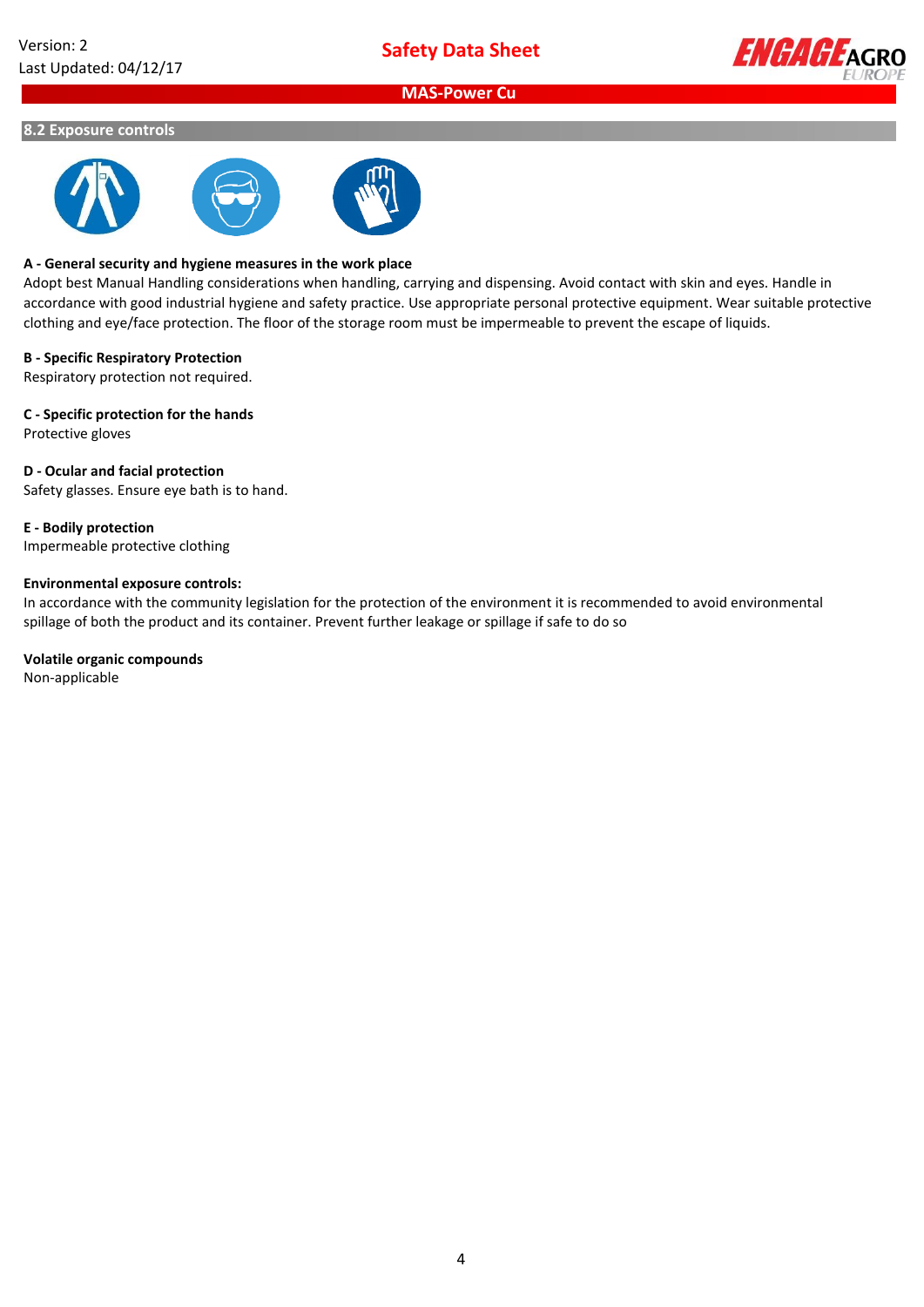## 8.2 Exposure controls

**A - General security and hygiene measures in the work place**

Adopt best Manual Handling considerations when handling, carrying and dispensing. Avoid contact with skin and eyes. Handle in accordance with good industrial hygiene and safety practice. Use appropriate personal protective equipment. Wear suitable protective clothing and eye/face protection. The floor of the storage room must be impermeable to prevent the escape of liquids.

**B - Specific Respiratory Protection**

Respiratory protection not required.

**C - Specific protection for the hands**

Protective gloves

**D - Ocular and facial protection**

Safety glasses. Ensure eye bath is to hand.

**E - Bodily protection**

Impermeable protective clothing

**Environmental exposure controls:**

In accordance with the community legislation for the protection of the environment it is recommended to avoid environmental spillage of both the product and its container. Prevent further leakage or spillage if safe to do so

**Volatile organic compounds**

Non-applicable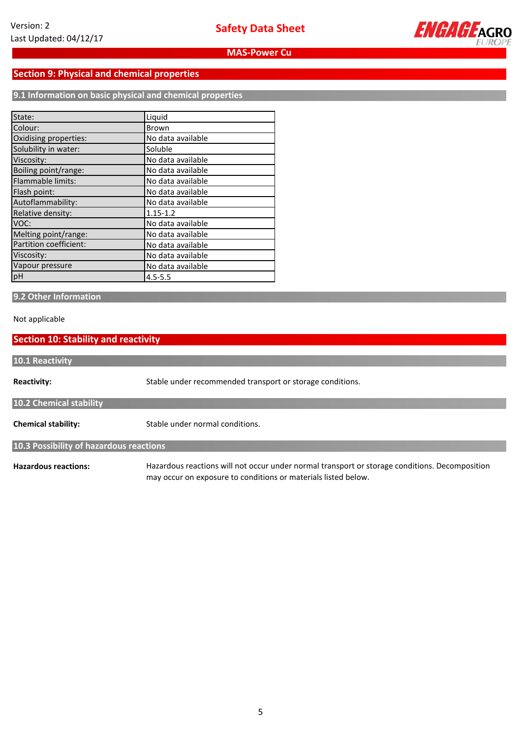## Section 9: Physical and chemical properties

### 9.1 Information on basic physical and chemical properties

| | |
|---|---|
| State: | Liquid |
| Colour: | Brown |
| Oxidising properties: | No data available |
| Solubility in water: | Soluble |
| Viscosity: | No data available |
| Boiling point/range: | No data available |
| Flammable limits: | No data available |
| Flash point: | No data available |
| Autoflammability: | No data available |
| Relative density: | 1.15-1.2 |
| VOC: | No data available |
| Melting point/range: | No data available |
| Partition coefficient: | No data available |
| Viscosity: | No data available |
| Vapour pressure | No data available |
| pH | 4.5-5.5 |

### 9.2 Other Information

Not applicable

## Section 10: Stability and reactivity

### 10.1 Reactivity

**Reactivity:** Stable under recommended transport or storage conditions.

### 10.2 Chemical stability

**Chemical stability:** Stable under normal conditions.

### 10.3 Possibility of hazardous reactions

**Hazardous reactions:** Hazardous reactions will not occur under normal transport or storage conditions. Decomposition may occur on exposure to conditions or materials listed below.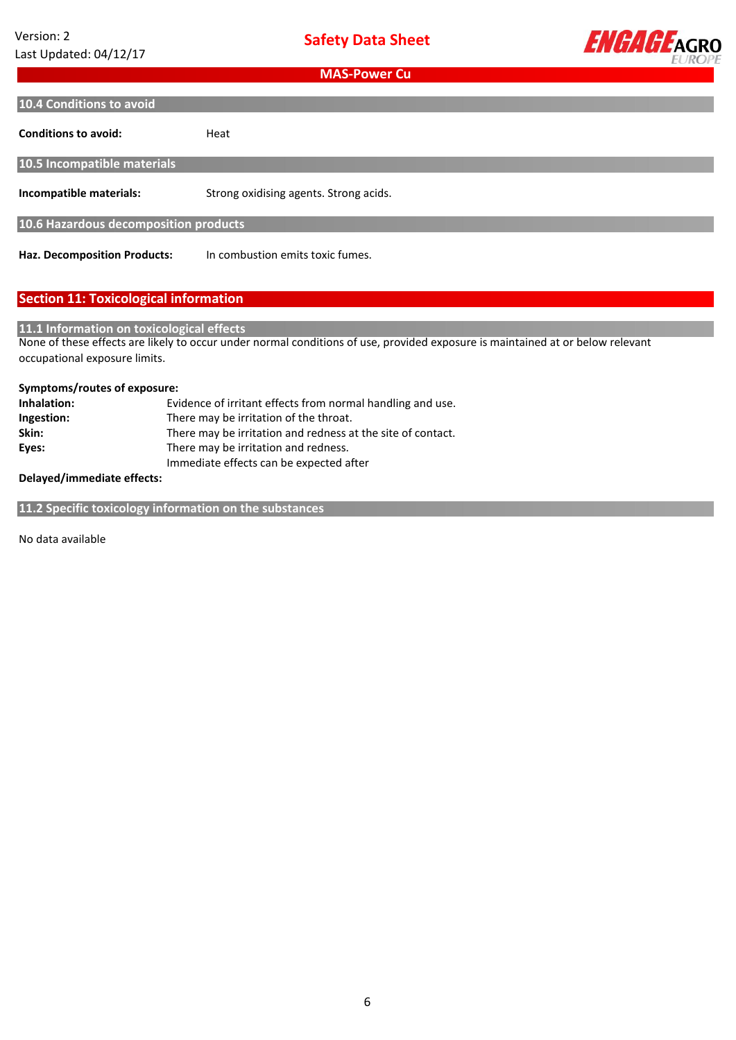### 10.4 Conditions to avoid

**Conditions to avoid:** Heat

### 10.5 Incompatible materials

**Incompatible materials:** Strong oxidising agents. Strong acids.

### 10.6 Hazardous decomposition products

**Haz. Decomposition Products:** In combustion emits toxic fumes.

## Section 11: Toxicological information

### 11.1 Information on toxicological effects

None of these effects are likely to occur under normal conditions of use, provided exposure is maintained at or below relevant occupational exposure limits.

**Symptoms/routes of exposure:**

**Inhalation:** Evidence of irritant effects from normal handling and use.
**Ingestion:** There may be irritation of the throat.
**Skin:** There may be irritation and redness at the site of contact.
**Eyes:** There may be irritation and redness.
Immediate effects can be expected after
**Delayed/immediate effects:**

### 11.2 Specific toxicology information on the substances

No data available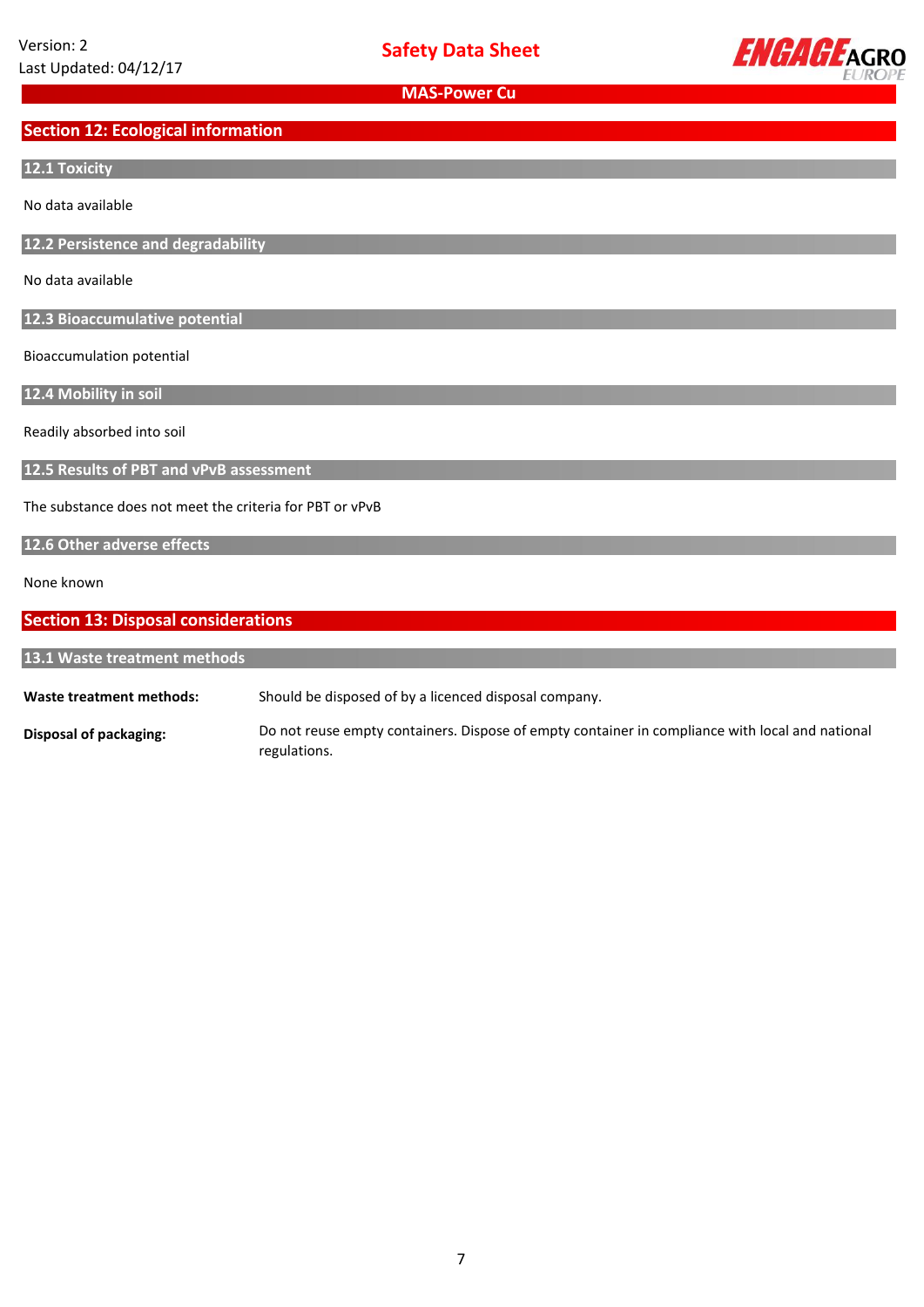## Section 12: Ecological information

### 12.1 Toxicity

No data available

### 12.2 Persistence and degradability

No data available

### 12.3 Bioaccumulative potential

Bioaccumulation potential

### 12.4 Mobility in soil

Readily absorbed into soil

### 12.5 Results of PBT and vPvB assessment

The substance does not meet the criteria for PBT or vPvB

### 12.6 Other adverse effects

None known

## Section 13: Disposal considerations

### 13.1 Waste treatment methods

**Waste treatment methods:** Should be disposed of by a licenced disposal company.

**Disposal of packaging:** Do not reuse empty containers. Dispose of empty container in compliance with local and national regulations.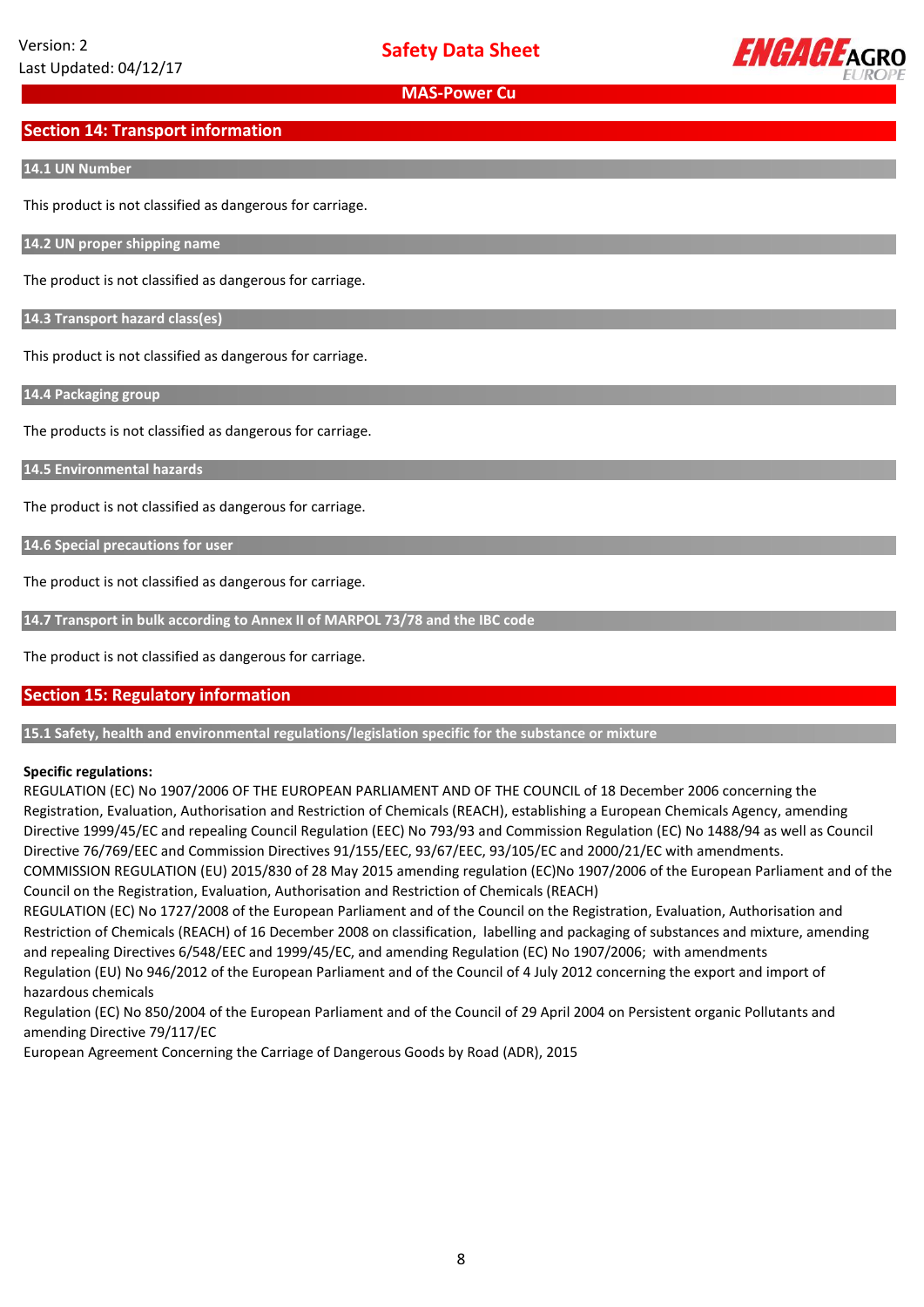## Section 14: Transport information

### 14.1 UN Number

This product is not classified as dangerous for carriage.

### 14.2 UN proper shipping name

The product is not classified as dangerous for carriage.

### 14.3 Transport hazard class(es)

This product is not classified as dangerous for carriage.

### 14.4 Packaging group

The products is not classified as dangerous for carriage.

### 14.5 Environmental hazards

The product is not classified as dangerous for carriage.

### 14.6 Special precautions for user

The product is not classified as dangerous for carriage.

### 14.7 Transport in bulk according to Annex II of MARPOL 73/78 and the IBC code

The product is not classified as dangerous for carriage.

## Section 15: Regulatory information

### 15.1 Safety, health and environmental regulations/legislation specific for the substance or mixture

**Specific regulations:**

REGULATION (EC) No 1907/2006 OF THE EUROPEAN PARLIAMENT AND OF THE COUNCIL of 18 December 2006 concerning the Registration, Evaluation, Authorisation and Restriction of Chemicals (REACH), establishing a European Chemicals Agency, amending Directive 1999/45/EC and repealing Council Regulation (EEC) No 793/93 and Commission Regulation (EC) No 1488/94 as well as Council Directive 76/769/EEC and Commission Directives 91/155/EEC, 93/67/EEC, 93/105/EC and 2000/21/EC with amendments.

COMMISSION REGULATION (EU) 2015/830 of 28 May 2015 amending regulation (EC)No 1907/2006 of the European Parliament and of the Council on the Registration, Evaluation, Authorisation and Restriction of Chemicals (REACH)

REGULATION (EC) No 1727/2008 of the European Parliament and of the Council on the Registration, Evaluation, Authorisation and Restriction of Chemicals (REACH) of 16 December 2008 on classification, labelling and packaging of substances and mixture, amending and repealing Directives 6/548/EEC and 1999/45/EC, and amending Regulation (EC) No 1907/2006; with amendments

Regulation (EU) No 946/2012 of the European Parliament and of the Council of 4 July 2012 concerning the export and import of hazardous chemicals

Regulation (EC) No 850/2004 of the European Parliament and of the Council of 29 April 2004 on Persistent organic Pollutants and amending Directive 79/117/EC

European Agreement Concerning the Carriage of Dangerous Goods by Road (ADR), 2015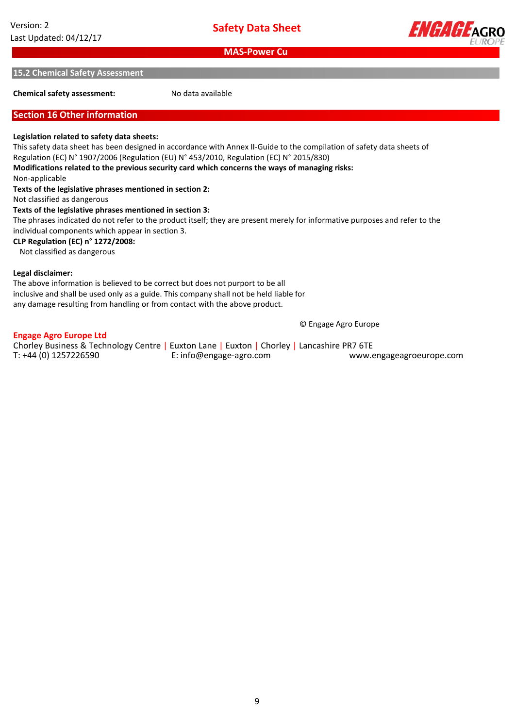## 15.2 Chemical Safety Assessment

**Chemical safety assessment:** No data available

## Section 16 Other information

**Legislation related to safety data sheets:**

This safety data sheet has been designed in accordance with Annex II-Guide to the compilation of safety data sheets of Regulation (EC) N° 1907/2006 (Regulation (EU) N° 453/2010, Regulation (EC) N° 2015/830)

**Modifications related to the previous security card which concerns the ways of managing risks:**

Non-applicable

**Texts of the legislative phrases mentioned in section 2:**

Not classified as dangerous

**Texts of the legislative phrases mentioned in section 3:**

The phrases indicated do not refer to the product itself; they are present merely for informative purposes and refer to the individual components which appear in section 3.

**CLP Regulation (EC) n° 1272/2008:**

Not classified as dangerous

**Legal disclaimer:**

The above information is believed to be correct but does not purport to be all inclusive and shall be used only as a guide. This company shall not be held liable for any damage resulting from handling or from contact with the above product.

© Engage Agro Europe

**Engage Agro Europe Ltd**

Chorley Business & Technology Centre | Euxton Lane | Euxton | Chorley | Lancashire PR7 6TE

T: +44 (0) 1257226590 E: info@engage-agro.com www.engageagroeurope.com